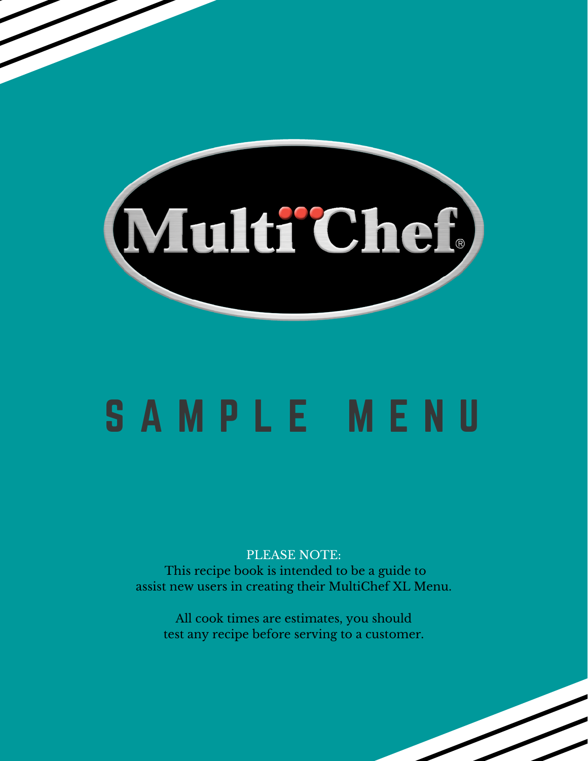# MultiChef®

# SAMPLE MENU

PLEASE NOTE:
This recipe book is intended to be a guide to assist new users in creating their MultiChef XL Menu.

All cook times are estimates, you should test any recipe before serving to a customer.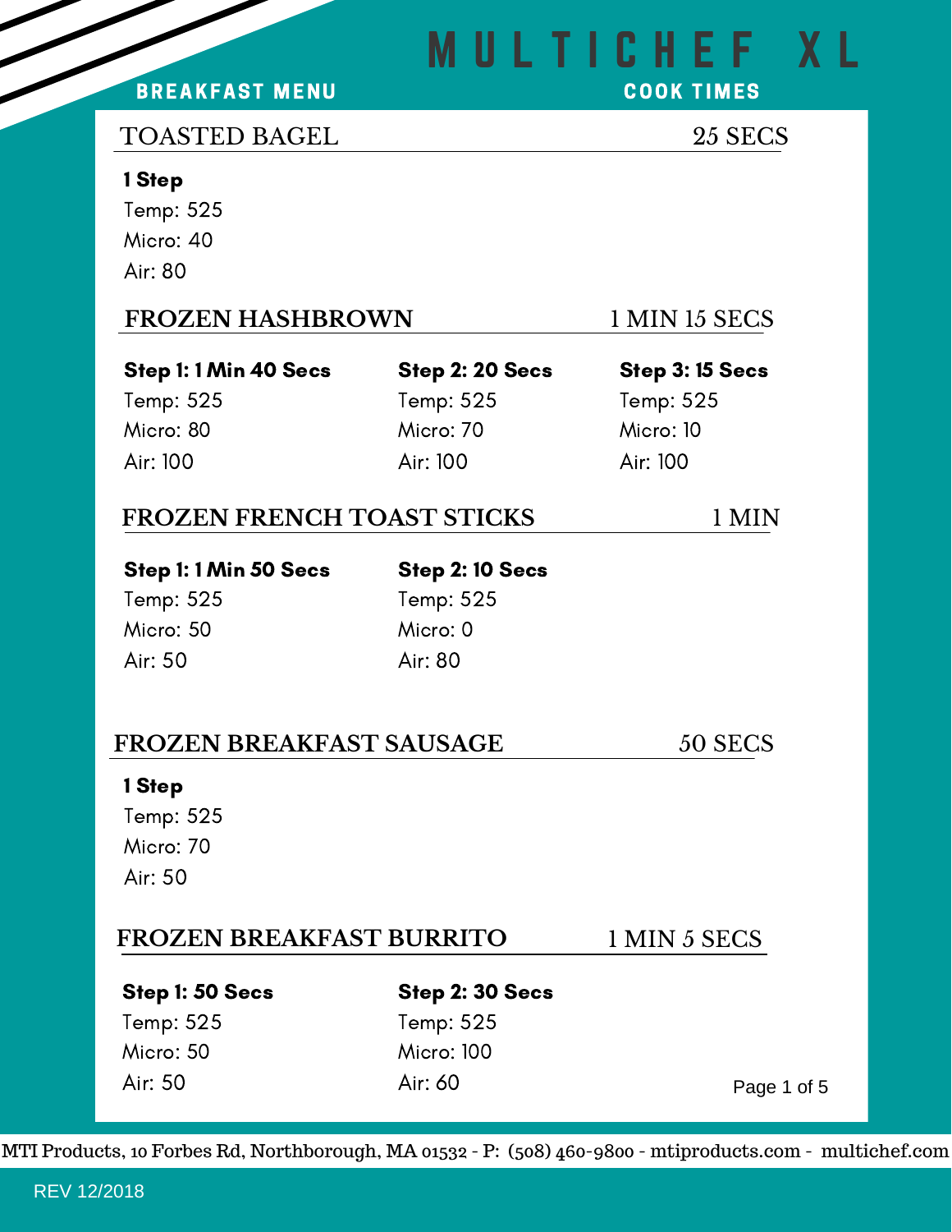# MULTICHEF XL

**BREAKFAST MENU** — **COOK TIMES**

## TOASTED BAGEL — 25 SECS

**1 Step**
Temp: 525
Micro: 40
Air: 80

## FROZEN HASHBROWN — 1 MIN 15 SECS

| Step 1: 1 Min 40 Secs | Step 2: 20 Secs | Step 3: 15 Secs |
|---|---|---|
| Temp: 525 | Temp: 525 | Temp: 525 |
| Micro: 80 | Micro: 70 | Micro: 10 |
| Air: 100 | Air: 100 | Air: 100 |

## FROZEN FRENCH TOAST STICKS — 1 MIN

| Step 1: 1 Min 50 Secs | Step 2: 10 Secs |
|---|---|
| Temp: 525 | Temp: 525 |
| Micro: 50 | Micro: 0 |
| Air: 50 | Air: 80 |

## FROZEN BREAKFAST SAUSAGE — 50 SECS

**1 Step**
Temp: 525
Micro: 70
Air: 50

## FROZEN BREAKFAST BURRITO — 1 MIN 5 SECS

| Step 1: 50 Secs | Step 2: 30 Secs |
|---|---|
| Temp: 525 | Temp: 525 |
| Micro: 50 | Micro: 100 |
| Air: 50 | Air: 60 |

MTI Products, 10 Forbes Rd, Northborough, MA 01532 - P: (508) 460-9800 - mtiproducts.com - multichef.com

REV 12/2018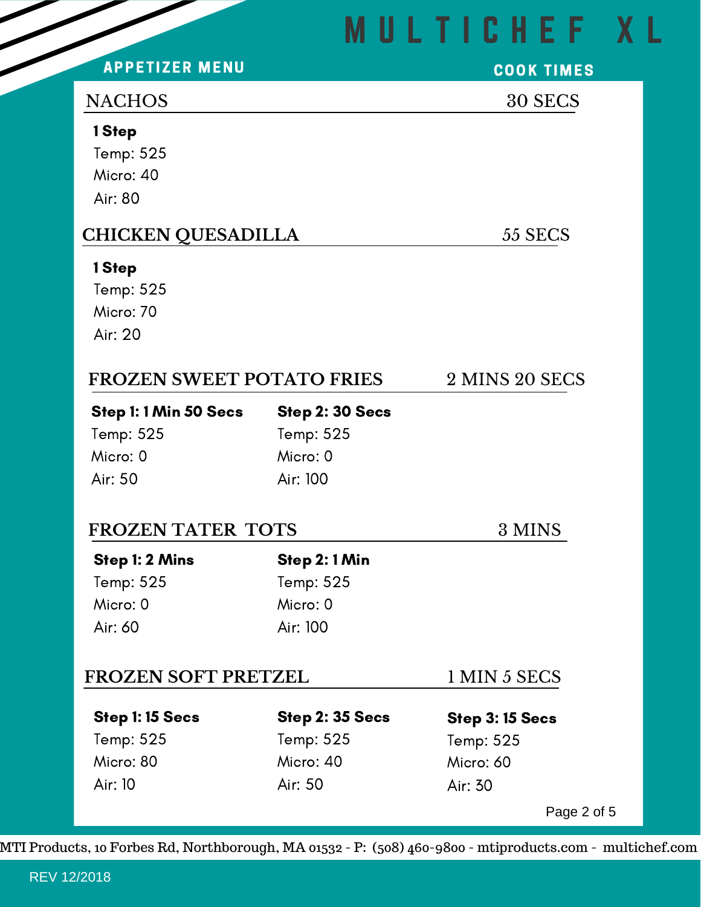# MULTICHEF XL

**APPETIZER MENU** — **COOK TIMES**

## NACHOS — 30 SECS

**1 Step**
Temp: 525
Micro: 40
Air: 80

## CHICKEN QUESADILLA — 55 SECS

**1 Step**
Temp: 525
Micro: 70
Air: 20

## FROZEN SWEET POTATO FRIES — 2 MINS 20 SECS

| **Step 1: 1 Min 50 Secs** | **Step 2: 30 Secs** |
|---|---|
| Temp: 525 | Temp: 525 |
| Micro: 0 | Micro: 0 |
| Air: 50 | Air: 100 |

## FROZEN TATER TOTS — 3 MINS

| **Step 1: 2 Mins** | **Step 2: 1 Min** |
|---|---|
| Temp: 525 | Temp: 525 |
| Micro: 0 | Micro: 0 |
| Air: 60 | Air: 100 |

## FROZEN SOFT PRETZEL — 1 MIN 5 SECS

| **Step 1: 15 Secs** | **Step 2: 35 Secs** | **Step 3: 15 Secs** |
|---|---|---|
| Temp: 525 | Temp: 525 | Temp: 525 |
| Micro: 80 | Micro: 40 | Micro: 60 |
| Air: 10 | Air: 50 | Air: 30 |

MTI Products, 10 Forbes Rd, Northborough, MA 01532 - P: (508) 460-9800 - mtiproducts.com - multichef.com

REV 12/2018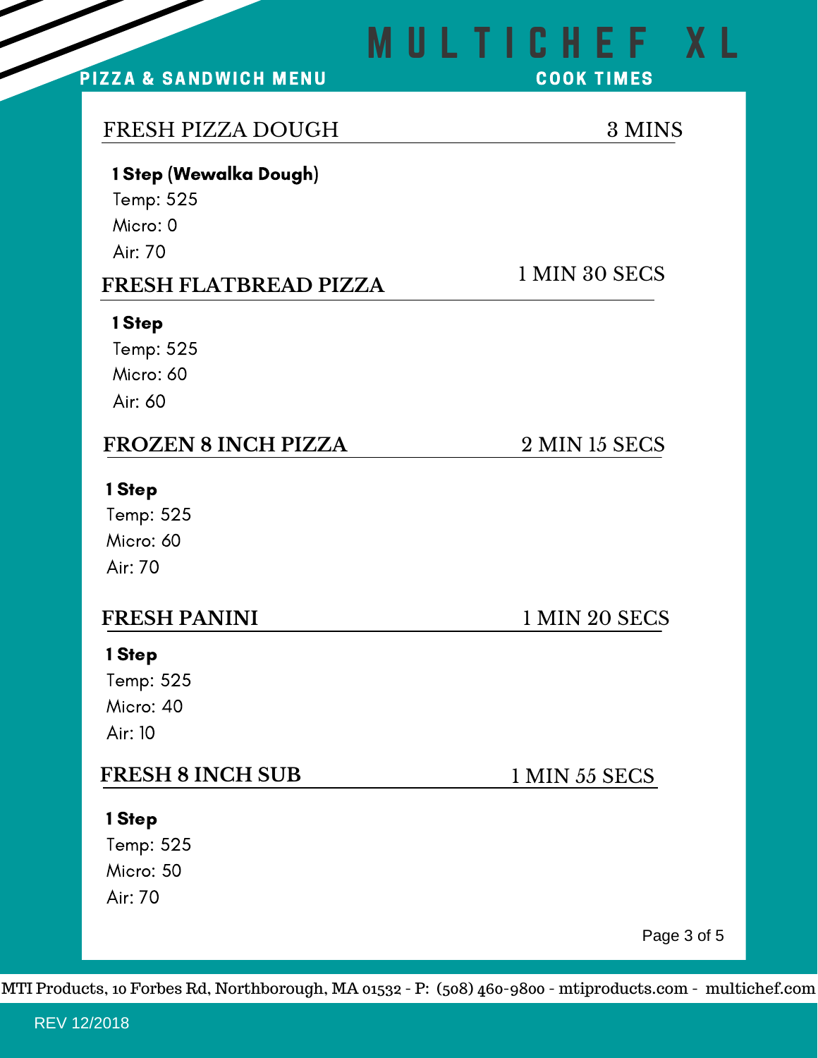# MULTICHEF XL

**PIZZA & SANDWICH MENU** — **COOK TIMES**

## FRESH PIZZA DOUGH — 3 MINS

**1 Step (Wewalka Dough)**
Temp: 525
Micro: 0
Air: 70

## FRESH FLATBREAD PIZZA — 1 MIN 30 SECS

**1 Step**
Temp: 525
Micro: 60
Air: 60

## FROZEN 8 INCH PIZZA — 2 MIN 15 SECS

**1 Step**
Temp: 525
Micro: 60
Air: 70

## FRESH PANINI — 1 MIN 20 SECS

**1 Step**
Temp: 525
Micro: 40
Air: 10

## FRESH 8 INCH SUB — 1 MIN 55 SECS

**1 Step**
Temp: 525
Micro: 50
Air: 70

MTI Products, 10 Forbes Rd, Northborough, MA 01532 - P: (508) 460-9800 - mtiproducts.com - multichef.com

REV 12/2018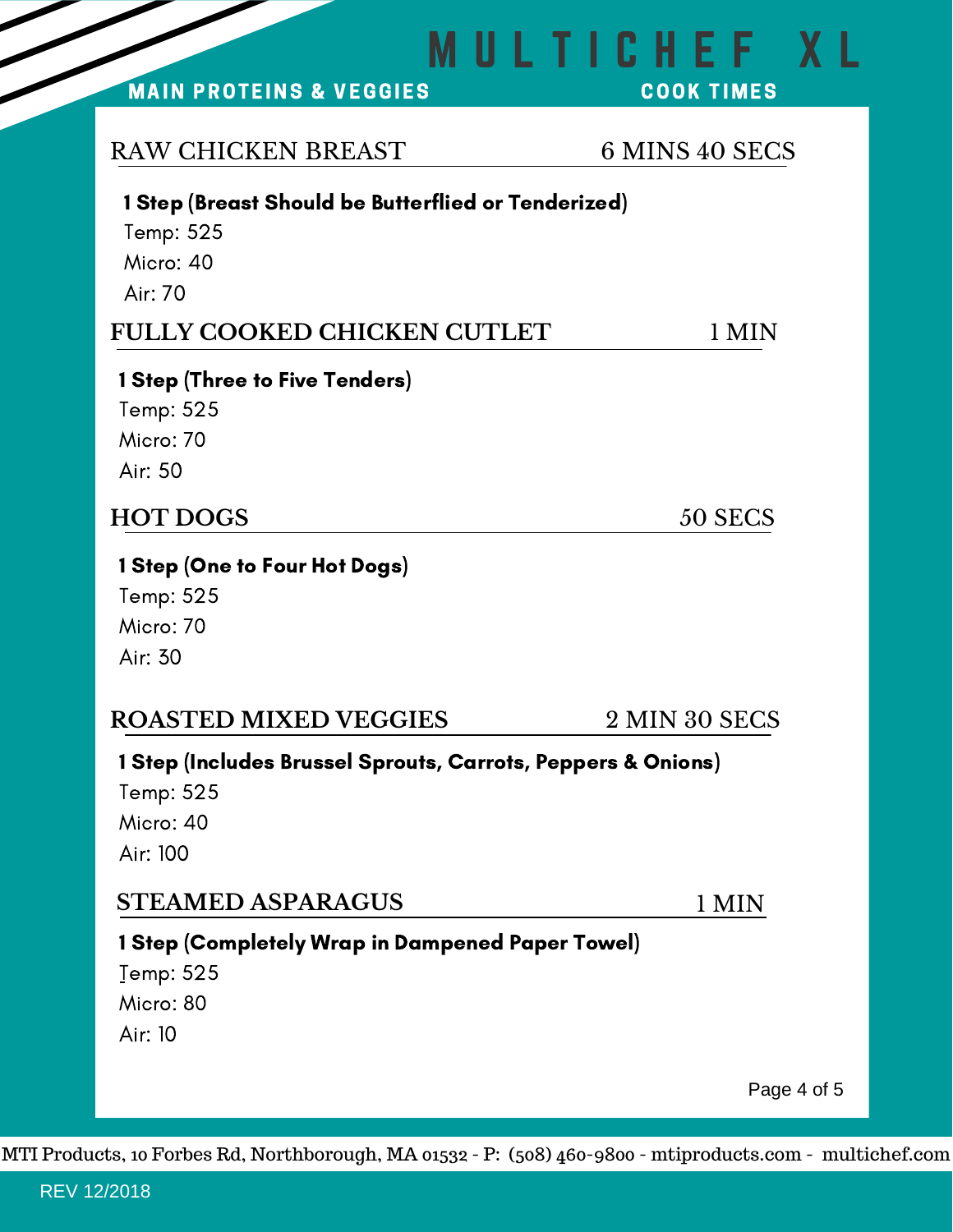# MULTICHEF XL

**MAIN PROTEINS & VEGGIES** — **COOK TIMES**

## RAW CHICKEN BREAST — 6 MINS 40 SECS

**1 Step (Breast Should be Butterflied or Tenderized)**

Temp: 525
Micro: 40
Air: 70

## FULLY COOKED CHICKEN CUTLET — 1 MIN

**1 Step (Three to Five Tenders)**

Temp: 525
Micro: 70
Air: 50

## HOT DOGS — 50 SECS

**1 Step (One to Four Hot Dogs)**

Temp: 525
Micro: 70
Air: 30

## ROASTED MIXED VEGGIES — 2 MIN 30 SECS

**1 Step (Includes Brussel Sprouts, Carrots, Peppers & Onions)**

Temp: 525
Micro: 40
Air: 100

## STEAMED ASPARAGUS — 1 MIN

**1 Step (Completely Wrap in Dampened Paper Towel)**

Temp: 525
Micro: 80
Air: 10

MTI Products, 10 Forbes Rd, Northborough, MA 01532 - P: (508) 460-9800 - mtiproducts.com - multichef.com

REV 12/2018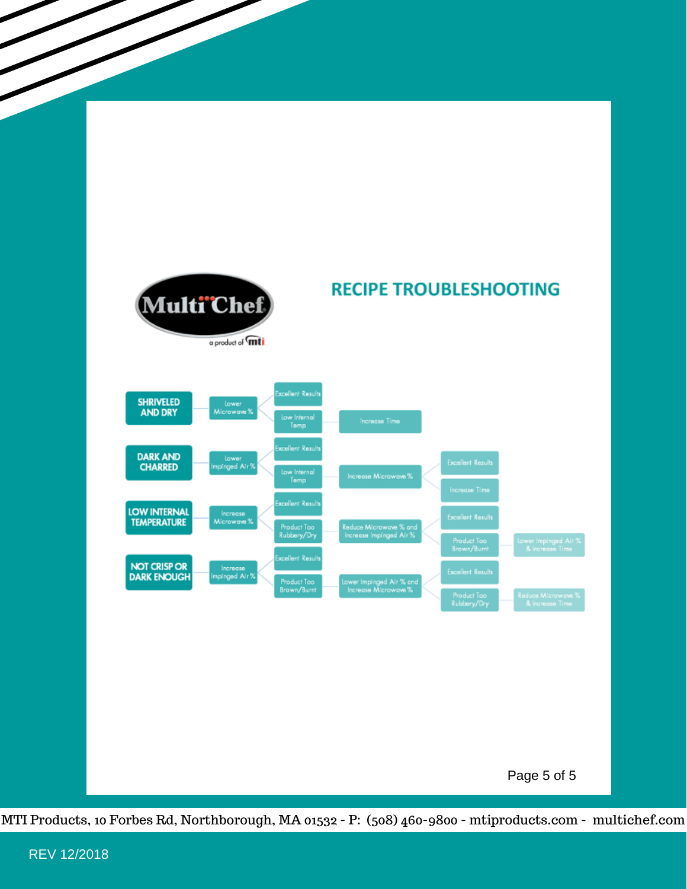Multi Chef

a product of mti

# RECIPE TROUBLESHOOTING

SHRIVELED AND DRY

Lower Microwave %

Excellent Results

Low Internal Temp

Increase Time

DARK AND CHARRED

Lower Impinged Air %

Excellent Results

Low Internal Temp

Increase Microwave %

Excellent Results

Increase Time

LOW INTERNAL TEMPERATURE

Increase Microwave %

Excellent Results

Product Too Rubbery/Dry

Reduce Microwave % and Increase Impinged Air %

Excellent Results

Product Too Brown/Burnt

Lower Impinged Air % & Increase Time

NOT CRISP OR DARK ENOUGH

Increase Impinged Air %

Excellent Results

Product Too Brown/Burnt

Lower Impinged Air % and Increase Microwave %

Excellent Results

Product Too Rubbery/Dry

Reduce Microwave % & Increase Time

MTI Products, 10 Forbes Rd, Northborough, MA 01532 - P: (508) 460-9800 - mtiproducts.com - multichef.com

REV 12/2018